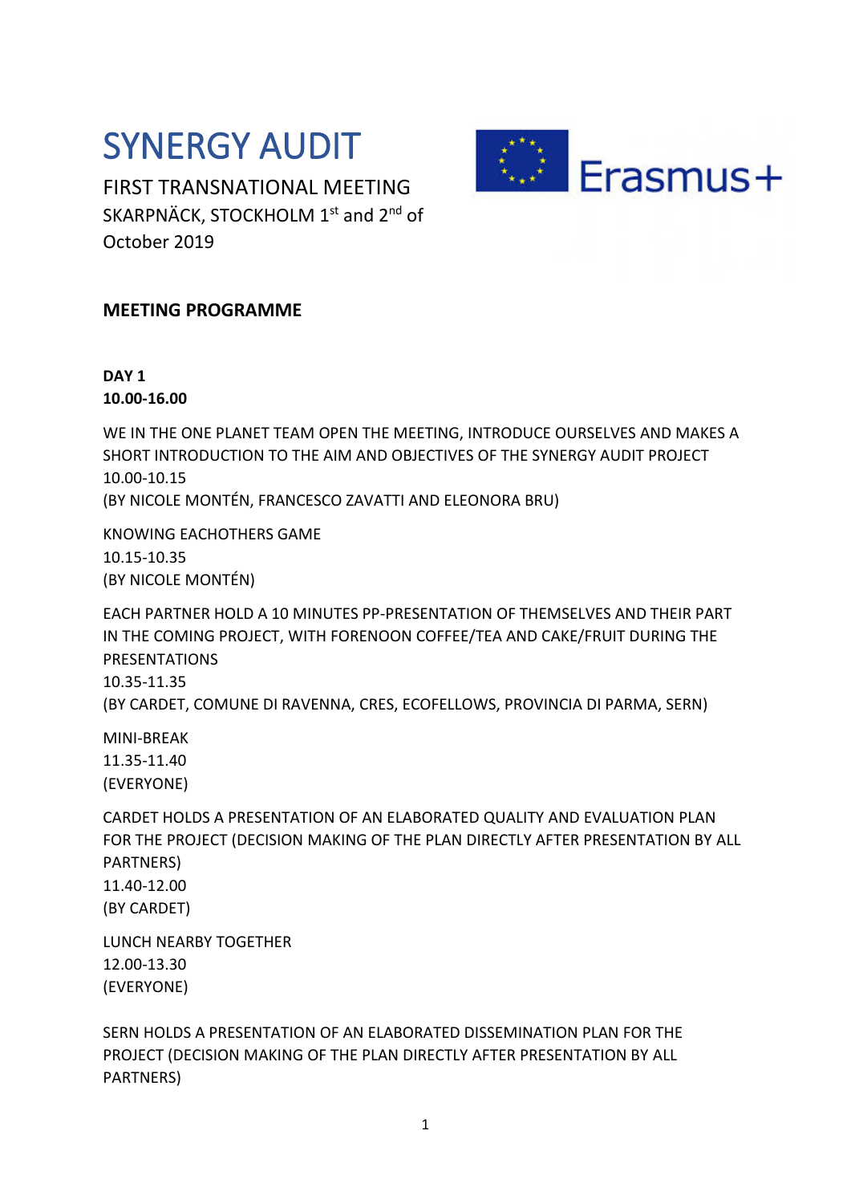# SYNERGY AUDIT

FIRST TRANSNATIONAL MEETING
SKARPNÄCK, STOCKHOLM 1st and 2nd of October 2019

**MEETING PROGRAMME**

**DAY 1**
**10.00-16.00**

WE IN THE ONE PLANET TEAM OPEN THE MEETING, INTRODUCE OURSELVES AND MAKES A SHORT INTRODUCTION TO THE AIM AND OBJECTIVES OF THE SYNERGY AUDIT PROJECT
10.00-10.15
(BY NICOLE MONTÉN, FRANCESCO ZAVATTI AND ELEONORA BRU)

KNOWING EACHOTHERS GAME
10.15-10.35
(BY NICOLE MONTÉN)

EACH PARTNER HOLD A 10 MINUTES PP-PRESENTATION OF THEMSELVES AND THEIR PART IN THE COMING PROJECT, WITH FORENOON COFFEE/TEA AND CAKE/FRUIT DURING THE PRESENTATIONS
10.35-11.35
(BY CARDET, COMUNE DI RAVENNA, CRES, ECOFELLOWS, PROVINCIA DI PARMA, SERN)

MINI-BREAK
11.35-11.40
(EVERYONE)

CARDET HOLDS A PRESENTATION OF AN ELABORATED QUALITY AND EVALUATION PLAN FOR THE PROJECT (DECISION MAKING OF THE PLAN DIRECTLY AFTER PRESENTATION BY ALL PARTNERS)
11.40-12.00
(BY CARDET)

LUNCH NEARBY TOGETHER
12.00-13.30
(EVERYONE)

SERN HOLDS A PRESENTATION OF AN ELABORATED DISSEMINATION PLAN FOR THE PROJECT (DECISION MAKING OF THE PLAN DIRECTLY AFTER PRESENTATION BY ALL PARTNERS)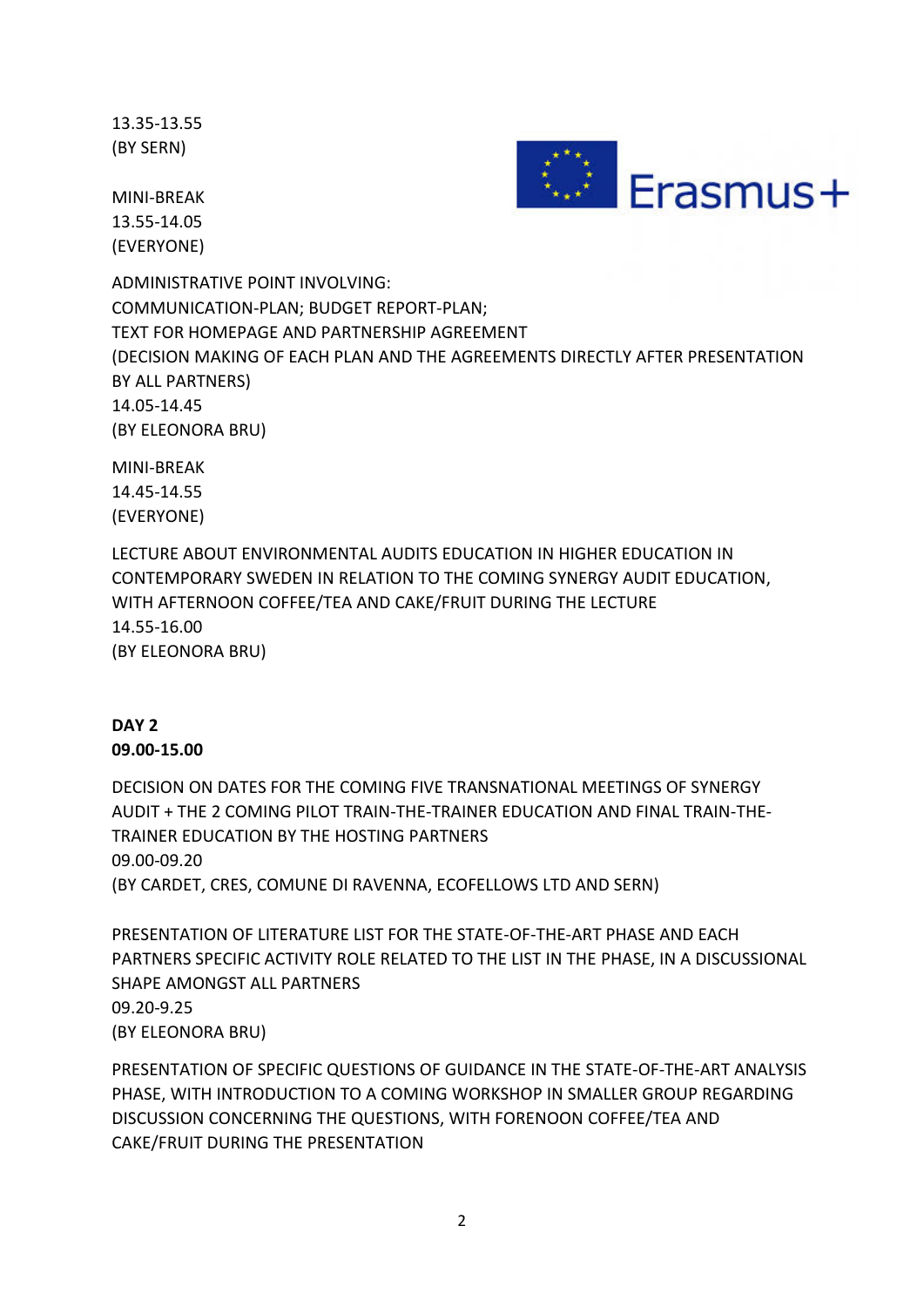13.35-13.55
(BY SERN)

MINI-BREAK
13.55-14.05
(EVERYONE)

ADMINISTRATIVE POINT INVOLVING:
COMMUNICATION-PLAN; BUDGET REPORT-PLAN;
TEXT FOR HOMEPAGE AND PARTNERSHIP AGREEMENT
(DECISION MAKING OF EACH PLAN AND THE AGREEMENTS DIRECTLY AFTER PRESENTATION BY ALL PARTNERS)
14.05-14.45
(BY ELEONORA BRU)

MINI-BREAK
14.45-14.55
(EVERYONE)

LECTURE ABOUT ENVIRONMENTAL AUDITS EDUCATION IN HIGHER EDUCATION IN CONTEMPORARY SWEDEN IN RELATION TO THE COMING SYNERGY AUDIT EDUCATION, WITH AFTERNOON COFFEE/TEA AND CAKE/FRUIT DURING THE LECTURE
14.55-16.00
(BY ELEONORA BRU)

**DAY 2**
**09.00-15.00**

DECISION ON DATES FOR THE COMING FIVE TRANSNATIONAL MEETINGS OF SYNERGY AUDIT + THE 2 COMING PILOT TRAIN-THE-TRAINER EDUCATION AND FINAL TRAIN-THE-TRAINER EDUCATION BY THE HOSTING PARTNERS
09.00-09.20
(BY CARDET, CRES, COMUNE DI RAVENNA, ECOFELLOWS LTD AND SERN)

PRESENTATION OF LITERATURE LIST FOR THE STATE-OF-THE-ART PHASE AND EACH PARTNERS SPECIFIC ACTIVITY ROLE RELATED TO THE LIST IN THE PHASE, IN A DISCUSSIONAL SHAPE AMONGST ALL PARTNERS
09.20-9.25
(BY ELEONORA BRU)

PRESENTATION OF SPECIFIC QUESTIONS OF GUIDANCE IN THE STATE-OF-THE-ART ANALYSIS PHASE, WITH INTRODUCTION TO A COMING WORKSHOP IN SMALLER GROUP REGARDING DISCUSSION CONCERNING THE QUESTIONS, WITH FORENOON COFFEE/TEA AND CAKE/FRUIT DURING THE PRESENTATION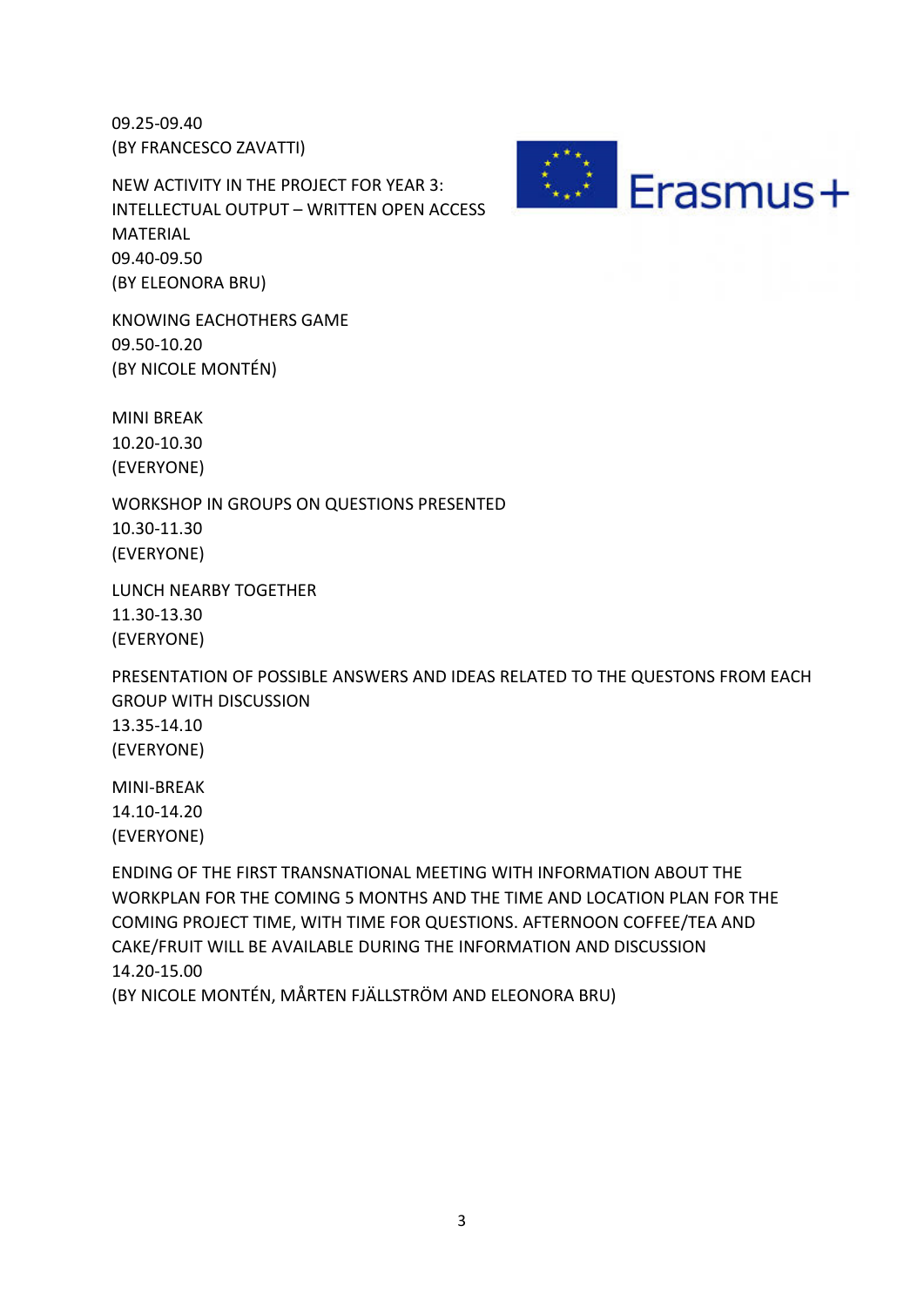09.25-09.40
(BY FRANCESCO ZAVATTI)

NEW ACTIVITY IN THE PROJECT FOR YEAR 3:
INTELLECTUAL OUTPUT – WRITTEN OPEN ACCESS MATERIAL
09.40-09.50
(BY ELEONORA BRU)

KNOWING EACHOTHERS GAME
09.50-10.20
(BY NICOLE MONTÉN)

MINI BREAK
10.20-10.30
(EVERYONE)

WORKSHOP IN GROUPS ON QUESTIONS PRESENTED
10.30-11.30
(EVERYONE)

LUNCH NEARBY TOGETHER
11.30-13.30
(EVERYONE)

PRESENTATION OF POSSIBLE ANSWERS AND IDEAS RELATED TO THE QUESTONS FROM EACH GROUP WITH DISCUSSION
13.35-14.10
(EVERYONE)

MINI-BREAK
14.10-14.20
(EVERYONE)

ENDING OF THE FIRST TRANSNATIONAL MEETING WITH INFORMATION ABOUT THE WORKPLAN FOR THE COMING 5 MONTHS AND THE TIME AND LOCATION PLAN FOR THE COMING PROJECT TIME, WITH TIME FOR QUESTIONS. AFTERNOON COFFEE/TEA AND CAKE/FRUIT WILL BE AVAILABLE DURING THE INFORMATION AND DISCUSSION
14.20-15.00
(BY NICOLE MONTÉN, MÅRTEN FJÄLLSTRÖM AND ELEONORA BRU)